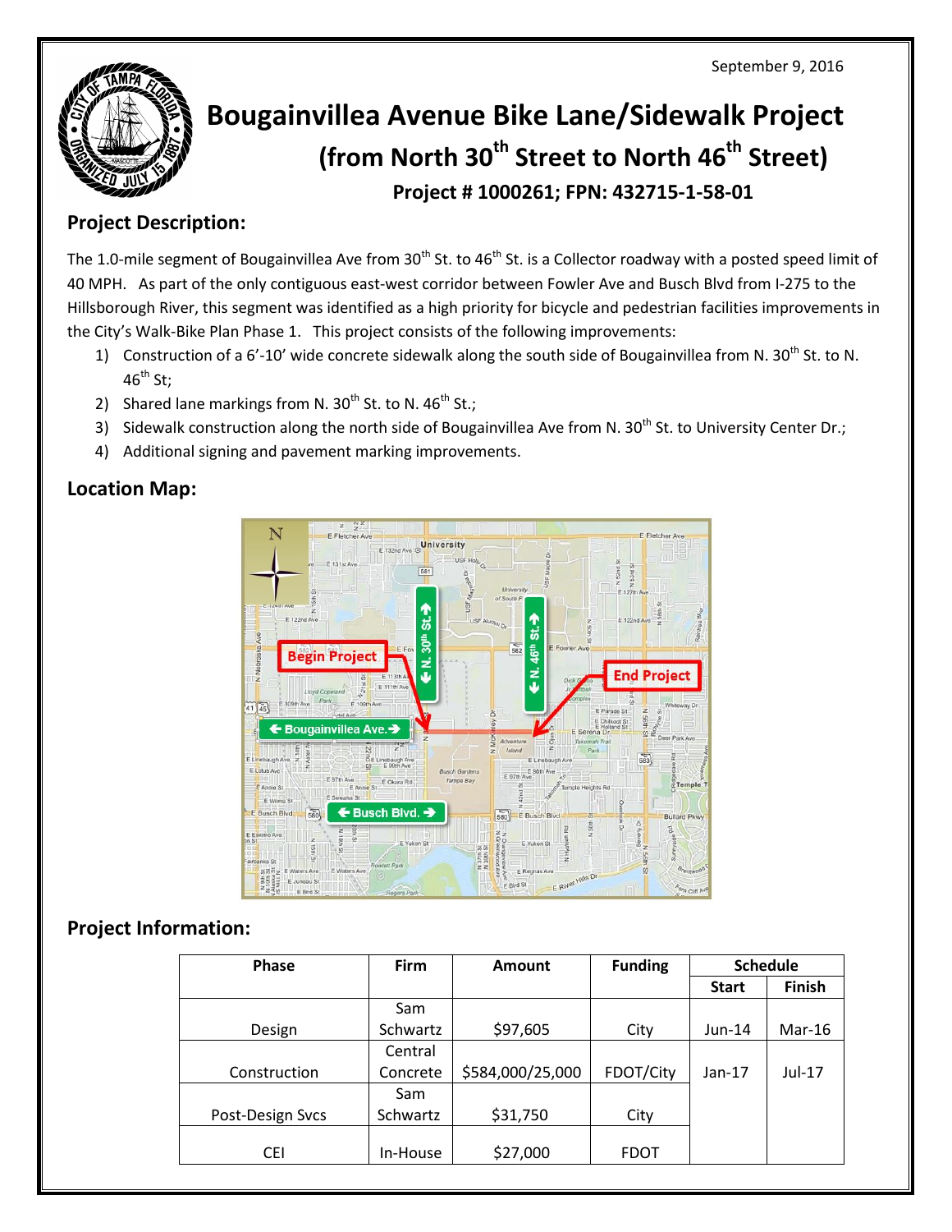September 9, 2016

# Bougainvillea Avenue Bike Lane/Sidewalk Project
## (from North 30th Street to North 46th Street)
### Project # 1000261; FPN: 432715-1-58-01

## Project Description:

The 1.0-mile segment of Bougainvillea Ave from 30th St. to 46th St. is a Collector roadway with a posted speed limit of 40 MPH. As part of the only contiguous east-west corridor between Fowler Ave and Busch Blvd from I-275 to the Hillsborough River, this segment was identified as a high priority for bicycle and pedestrian facilities improvements in the City's Walk-Bike Plan Phase 1. This project consists of the following improvements:

1) Construction of a 6'-10' wide concrete sidewalk along the south side of Bougainvillea from N. 30th St. to N. 46th St;
2) Shared lane markings from N. 30th St. to N. 46th St.;
3) Sidewalk construction along the north side of Bougainvillea Ave from N. 30th St. to University Center Dr.;
4) Additional signing and pavement marking improvements.

## Location Map:

## Project Information:

| Phase | Firm | Amount | Funding | Schedule | |
|---|---|---|---|---|---|
| | | | | Start | Finish |
| Design | Sam Schwartz | $97,605 | City | Jun-14 | Mar-16 |
| Construction | Central Concrete | $584,000/25,000 | FDOT/City | Jan-17 | Jul-17 |
| Post-Design Svcs | Sam Schwartz | $31,750 | City | | |
| CEI | In-House | $27,000 | FDOT | | |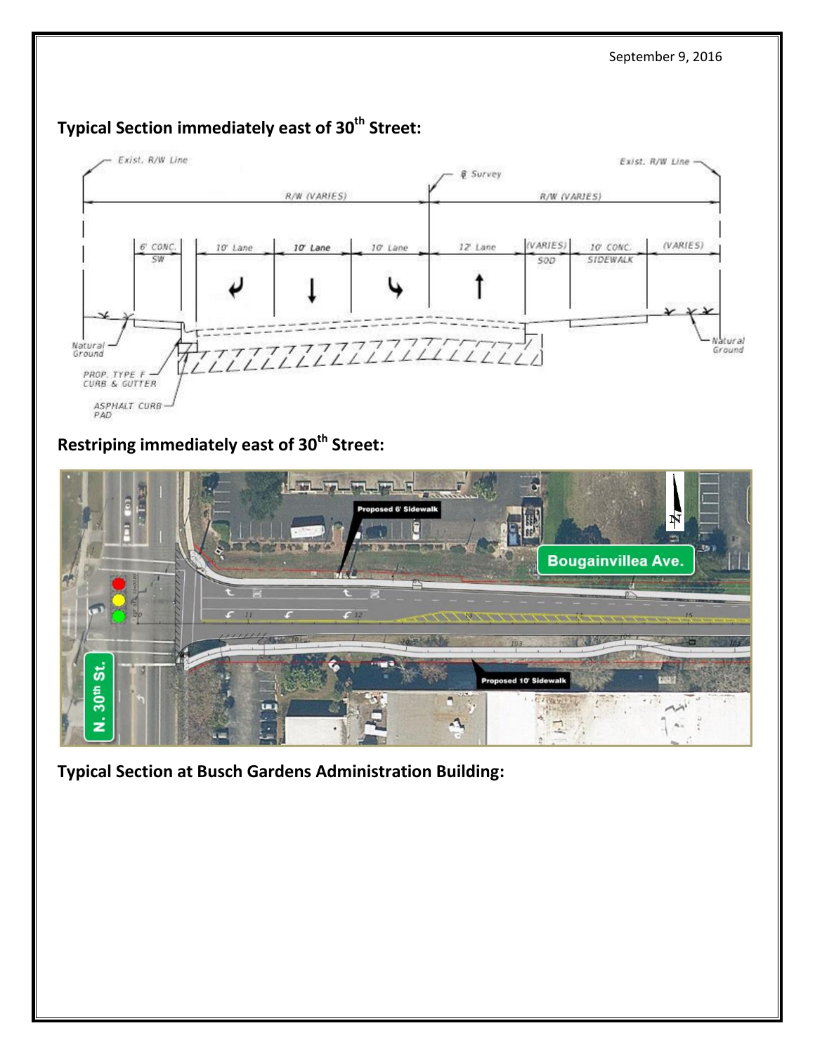September 9, 2016

## Typical Section immediately east of 30th Street:

## Restriping immediately east of 30th Street:

## Typical Section at Busch Gardens Administration Building: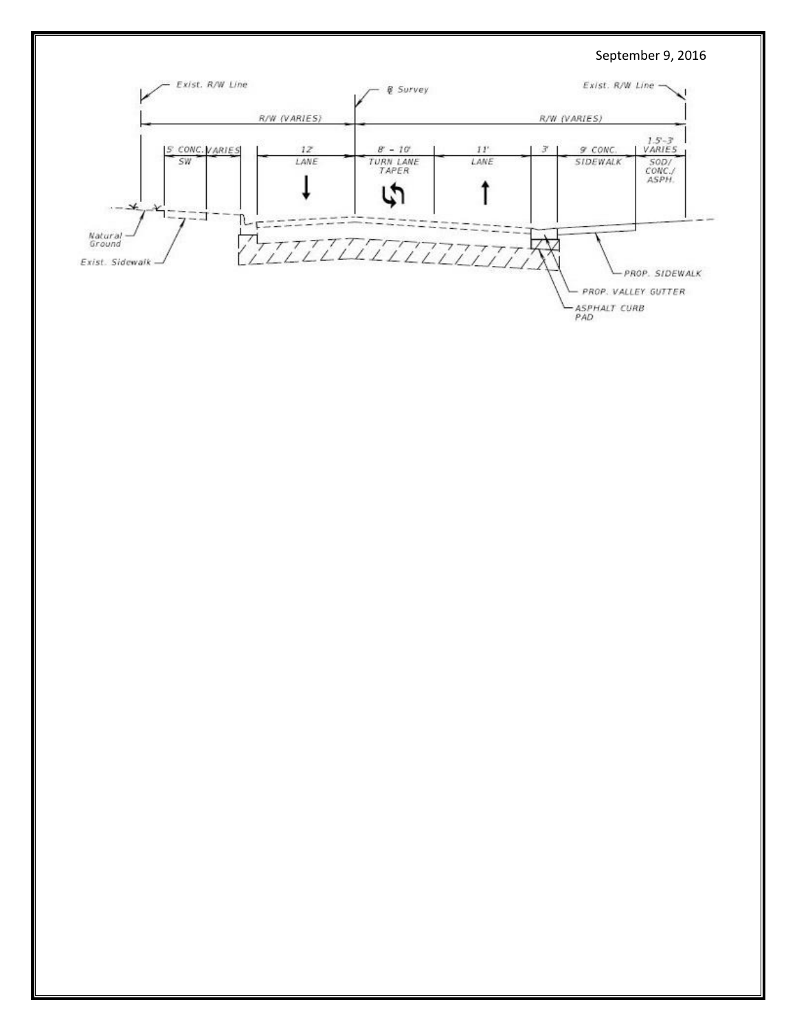September 9, 2016

Exist. R/W Line

℄ Survey

Exist. R/W Line

R/W (VARIES)

R/W (VARIES)

5' CONC. SW

VARIES

12' LANE

8' – 10' TURN LANE TAPER

11' LANE

3'

9' CONC. SIDEWALK

1.5'-3' VARIES SOD/ CONC./ ASPH.

Natural Ground

Exist. Sidewalk

PROP. SIDEWALK

PROP. VALLEY GUTTER

ASPHALT CURB PAD